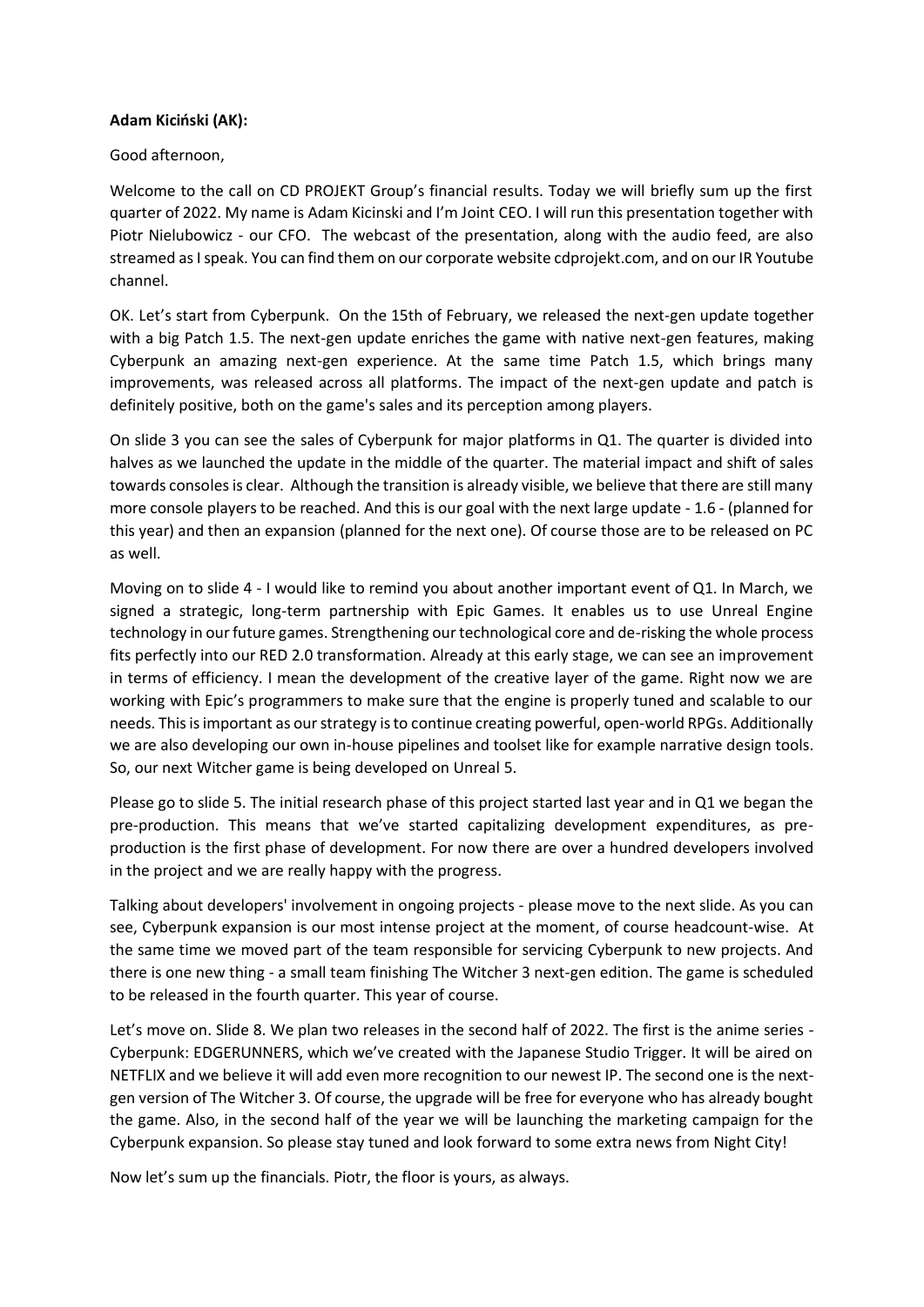**Adam Kiciński (AK):**

Good afternoon,

Welcome to the call on CD PROJEKT Group's financial results. Today we will briefly sum up the first quarter of 2022. My name is Adam Kicinski and I'm Joint CEO. I will run this presentation together with Piotr Nielubowicz - our CFO. The webcast of the presentation, along with the audio feed, are also streamed as I speak. You can find them on our corporate website cdprojekt.com, and on our IR Youtube channel.

OK. Let's start from Cyberpunk. On the 15th of February, we released the next-gen update together with a big Patch 1.5. The next-gen update enriches the game with native next-gen features, making Cyberpunk an amazing next-gen experience. At the same time Patch 1.5, which brings many improvements, was released across all platforms. The impact of the next-gen update and patch is definitely positive, both on the game's sales and its perception among players.

On slide 3 you can see the sales of Cyberpunk for major platforms in Q1. The quarter is divided into halves as we launched the update in the middle of the quarter. The material impact and shift of sales towards consoles is clear. Although the transition is already visible, we believe that there are still many more console players to be reached. And this is our goal with the next large update - 1.6 - (planned for this year) and then an expansion (planned for the next one). Of course those are to be released on PC as well.

Moving on to slide 4 - I would like to remind you about another important event of Q1. In March, we signed a strategic, long-term partnership with Epic Games. It enables us to use Unreal Engine technology in our future games. Strengthening our technological core and de-risking the whole process fits perfectly into our RED 2.0 transformation. Already at this early stage, we can see an improvement in terms of efficiency. I mean the development of the creative layer of the game. Right now we are working with Epic's programmers to make sure that the engine is properly tuned and scalable to our needs. This is important as our strategy is to continue creating powerful, open-world RPGs. Additionally we are also developing our own in-house pipelines and toolset like for example narrative design tools. So, our next Witcher game is being developed on Unreal 5.

Please go to slide 5. The initial research phase of this project started last year and in Q1 we began the pre-production. This means that we've started capitalizing development expenditures, as pre-production is the first phase of development. For now there are over a hundred developers involved in the project and we are really happy with the progress.

Talking about developers' involvement in ongoing projects - please move to the next slide. As you can see, Cyberpunk expansion is our most intense project at the moment, of course headcount-wise. At the same time we moved part of the team responsible for servicing Cyberpunk to new projects. And there is one new thing - a small team finishing The Witcher 3 next-gen edition. The game is scheduled to be released in the fourth quarter. This year of course.

Let's move on. Slide 8. We plan two releases in the second half of 2022. The first is the anime series - Cyberpunk: EDGERUNNERS, which we've created with the Japanese Studio Trigger. It will be aired on NETFLIX and we believe it will add even more recognition to our newest IP. The second one is the next-gen version of The Witcher 3. Of course, the upgrade will be free for everyone who has already bought the game. Also, in the second half of the year we will be launching the marketing campaign for the Cyberpunk expansion. So please stay tuned and look forward to some extra news from Night City!

Now let's sum up the financials. Piotr, the floor is yours, as always.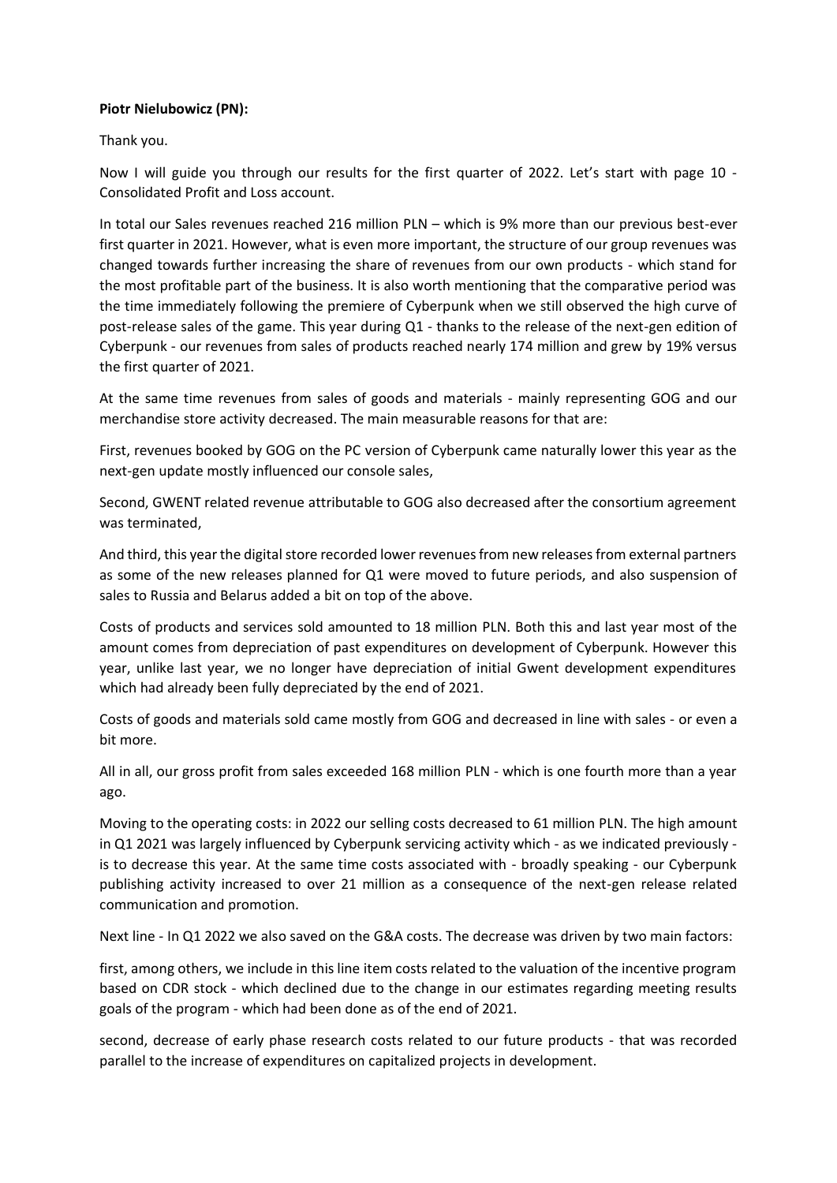**Piotr Nielubowicz (PN):**

Thank you.

Now I will guide you through our results for the first quarter of 2022. Let's start with page 10 - Consolidated Profit and Loss account.

In total our Sales revenues reached 216 million PLN – which is 9% more than our previous best-ever first quarter in 2021. However, what is even more important, the structure of our group revenues was changed towards further increasing the share of revenues from our own products - which stand for the most profitable part of the business. It is also worth mentioning that the comparative period was the time immediately following the premiere of Cyberpunk when we still observed the high curve of post-release sales of the game. This year during Q1 - thanks to the release of the next-gen edition of Cyberpunk - our revenues from sales of products reached nearly 174 million and grew by 19% versus the first quarter of 2021.

At the same time revenues from sales of goods and materials - mainly representing GOG and our merchandise store activity decreased. The main measurable reasons for that are:

First, revenues booked by GOG on the PC version of Cyberpunk came naturally lower this year as the next-gen update mostly influenced our console sales,

Second, GWENT related revenue attributable to GOG also decreased after the consortium agreement was terminated,

And third, this year the digital store recorded lower revenues from new releases from external partners as some of the new releases planned for Q1 were moved to future periods, and also suspension of sales to Russia and Belarus added a bit on top of the above.

Costs of products and services sold amounted to 18 million PLN. Both this and last year most of the amount comes from depreciation of past expenditures on development of Cyberpunk. However this year, unlike last year, we no longer have depreciation of initial Gwent development expenditures which had already been fully depreciated by the end of 2021.

Costs of goods and materials sold came mostly from GOG and decreased in line with sales - or even a bit more.

All in all, our gross profit from sales exceeded 168 million PLN - which is one fourth more than a year ago.

Moving to the operating costs: in 2022 our selling costs decreased to 61 million PLN. The high amount in Q1 2021 was largely influenced by Cyberpunk servicing activity which - as we indicated previously - is to decrease this year. At the same time costs associated with - broadly speaking - our Cyberpunk publishing activity increased to over 21 million as a consequence of the next-gen release related communication and promotion.

Next line - In Q1 2022 we also saved on the G&A costs. The decrease was driven by two main factors:

first, among others, we include in this line item costs related to the valuation of the incentive program based on CDR stock - which declined due to the change in our estimates regarding meeting results goals of the program - which had been done as of the end of 2021.

second, decrease of early phase research costs related to our future products - that was recorded parallel to the increase of expenditures on capitalized projects in development.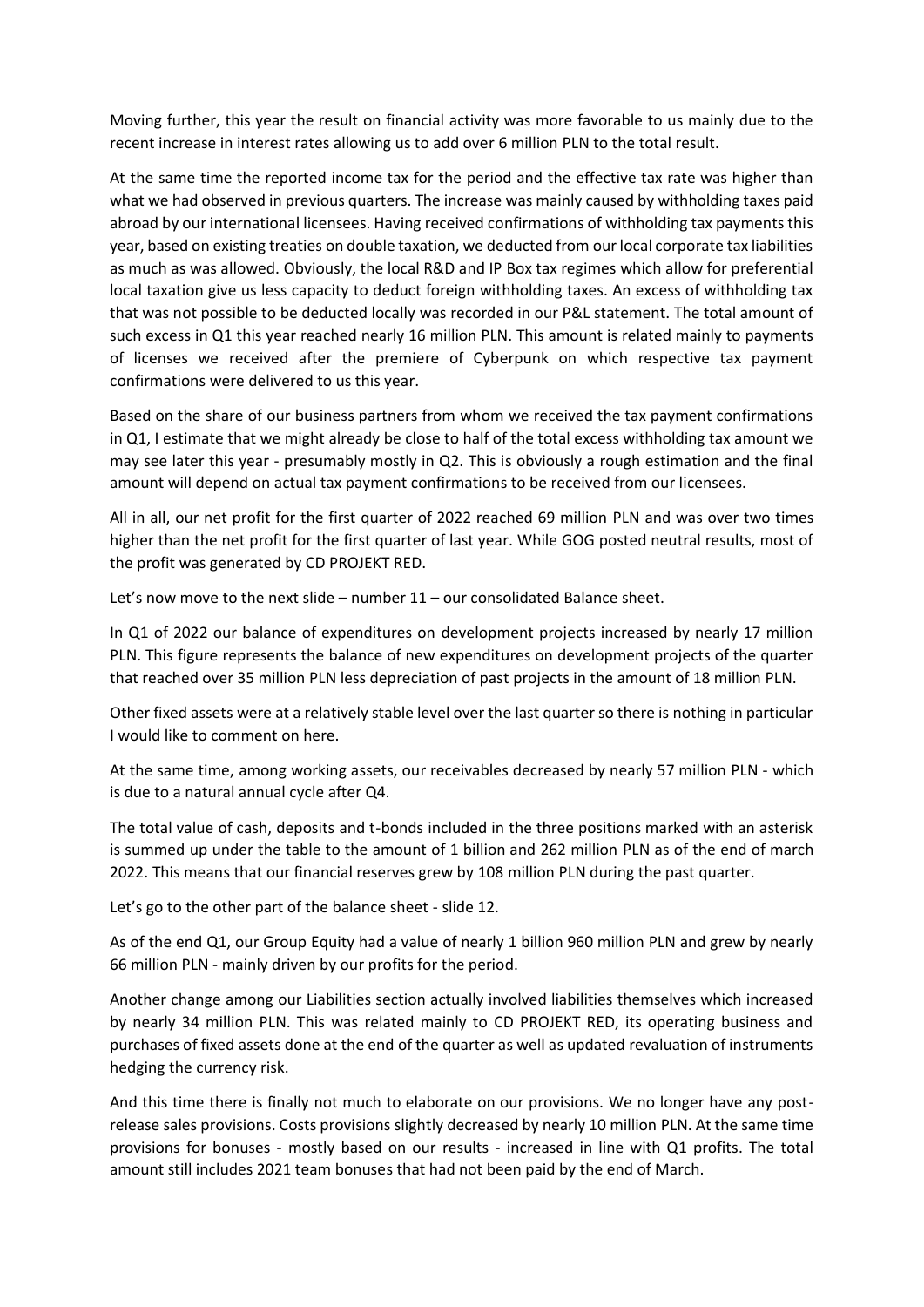Moving further, this year the result on financial activity was more favorable to us mainly due to the recent increase in interest rates allowing us to add over 6 million PLN to the total result.

At the same time the reported income tax for the period and the effective tax rate was higher than what we had observed in previous quarters. The increase was mainly caused by withholding taxes paid abroad by our international licensees. Having received confirmations of withholding tax payments this year, based on existing treaties on double taxation, we deducted from our local corporate tax liabilities as much as was allowed. Obviously, the local R&D and IP Box tax regimes which allow for preferential local taxation give us less capacity to deduct foreign withholding taxes. An excess of withholding tax that was not possible to be deducted locally was recorded in our P&L statement. The total amount of such excess in Q1 this year reached nearly 16 million PLN. This amount is related mainly to payments of licenses we received after the premiere of Cyberpunk on which respective tax payment confirmations were delivered to us this year.

Based on the share of our business partners from whom we received the tax payment confirmations in Q1, I estimate that we might already be close to half of the total excess withholding tax amount we may see later this year - presumably mostly in Q2. This is obviously a rough estimation and the final amount will depend on actual tax payment confirmations to be received from our licensees.

All in all, our net profit for the first quarter of 2022 reached 69 million PLN and was over two times higher than the net profit for the first quarter of last year. While GOG posted neutral results, most of the profit was generated by CD PROJEKT RED.

Let's now move to the next slide – number 11 – our consolidated Balance sheet.

In Q1 of 2022 our balance of expenditures on development projects increased by nearly 17 million PLN. This figure represents the balance of new expenditures on development projects of the quarter that reached over 35 million PLN less depreciation of past projects in the amount of 18 million PLN.

Other fixed assets were at a relatively stable level over the last quarter so there is nothing in particular I would like to comment on here.

At the same time, among working assets, our receivables decreased by nearly 57 million PLN - which is due to a natural annual cycle after Q4.

The total value of cash, deposits and t-bonds included in the three positions marked with an asterisk is summed up under the table to the amount of 1 billion and 262 million PLN as of the end of march 2022. This means that our financial reserves grew by 108 million PLN during the past quarter.

Let's go to the other part of the balance sheet - slide 12.

As of the end Q1, our Group Equity had a value of nearly 1 billion 960 million PLN and grew by nearly 66 million PLN - mainly driven by our profits for the period.

Another change among our Liabilities section actually involved liabilities themselves which increased by nearly 34 million PLN. This was related mainly to CD PROJEKT RED, its operating business and purchases of fixed assets done at the end of the quarter as well as updated revaluation of instruments hedging the currency risk.

And this time there is finally not much to elaborate on our provisions. We no longer have any post-release sales provisions. Costs provisions slightly decreased by nearly 10 million PLN. At the same time provisions for bonuses - mostly based on our results - increased in line with Q1 profits. The total amount still includes 2021 team bonuses that had not been paid by the end of March.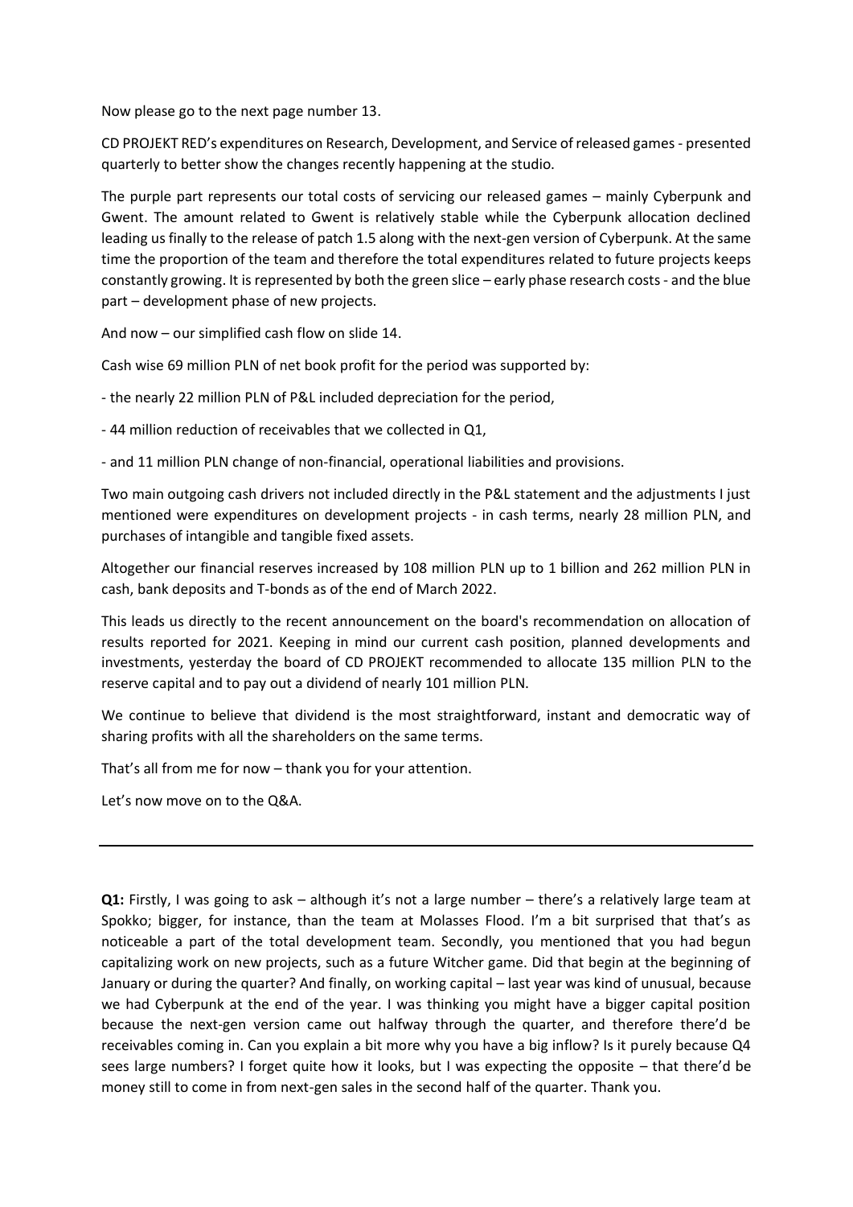Now please go to the next page number 13.

CD PROJEKT RED's expenditures on Research, Development, and Service of released games - presented quarterly to better show the changes recently happening at the studio.

The purple part represents our total costs of servicing our released games – mainly Cyberpunk and Gwent. The amount related to Gwent is relatively stable while the Cyberpunk allocation declined leading us finally to the release of patch 1.5 along with the next-gen version of Cyberpunk. At the same time the proportion of the team and therefore the total expenditures related to future projects keeps constantly growing. It is represented by both the green slice – early phase research costs - and the blue part – development phase of new projects.

And now – our simplified cash flow on slide 14.

Cash wise 69 million PLN of net book profit for the period was supported by:

- the nearly 22 million PLN of P&L included depreciation for the period,
- 44 million reduction of receivables that we collected in Q1,
- and 11 million PLN change of non-financial, operational liabilities and provisions.

Two main outgoing cash drivers not included directly in the P&L statement and the adjustments I just mentioned were expenditures on development projects - in cash terms, nearly 28 million PLN, and purchases of intangible and tangible fixed assets.

Altogether our financial reserves increased by 108 million PLN up to 1 billion and 262 million PLN in cash, bank deposits and T-bonds as of the end of March 2022.

This leads us directly to the recent announcement on the board's recommendation on allocation of results reported for 2021. Keeping in mind our current cash position, planned developments and investments, yesterday the board of CD PROJEKT recommended to allocate 135 million PLN to the reserve capital and to pay out a dividend of nearly 101 million PLN.

We continue to believe that dividend is the most straightforward, instant and democratic way of sharing profits with all the shareholders on the same terms.

That's all from me for now – thank you for your attention.

Let's now move on to the Q&A.

---

**Q1:** Firstly, I was going to ask – although it's not a large number – there's a relatively large team at Spokko; bigger, for instance, than the team at Molasses Flood. I'm a bit surprised that that's as noticeable a part of the total development team. Secondly, you mentioned that you had begun capitalizing work on new projects, such as a future Witcher game. Did that begin at the beginning of January or during the quarter? And finally, on working capital – last year was kind of unusual, because we had Cyberpunk at the end of the year. I was thinking you might have a bigger capital position because the next-gen version came out halfway through the quarter, and therefore there'd be receivables coming in. Can you explain a bit more why you have a big inflow? Is it purely because Q4 sees large numbers? I forget quite how it looks, but I was expecting the opposite – that there'd be money still to come in from next-gen sales in the second half of the quarter. Thank you.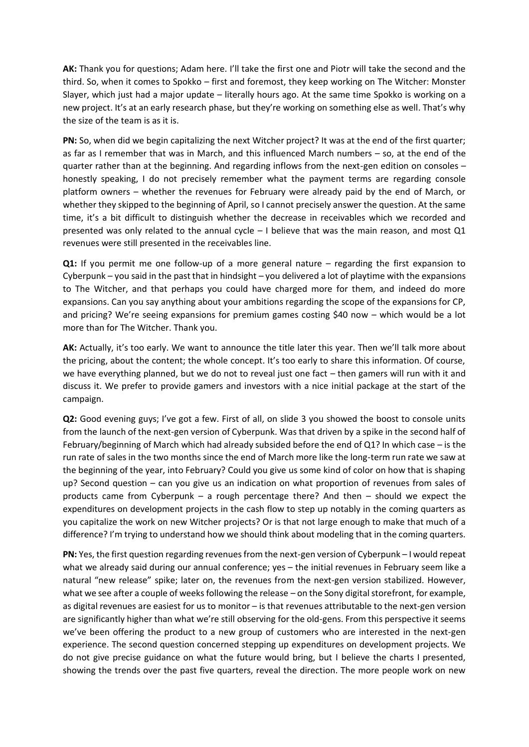**AK:** Thank you for questions; Adam here. I'll take the first one and Piotr will take the second and the third. So, when it comes to Spokko – first and foremost, they keep working on The Witcher: Monster Slayer, which just had a major update – literally hours ago. At the same time Spokko is working on a new project. It's at an early research phase, but they're working on something else as well. That's why the size of the team is as it is.

**PN:** So, when did we begin capitalizing the next Witcher project? It was at the end of the first quarter; as far as I remember that was in March, and this influenced March numbers – so, at the end of the quarter rather than at the beginning. And regarding inflows from the next-gen edition on consoles – honestly speaking, I do not precisely remember what the payment terms are regarding console platform owners – whether the revenues for February were already paid by the end of March, or whether they skipped to the beginning of April, so I cannot precisely answer the question. At the same time, it's a bit difficult to distinguish whether the decrease in receivables which we recorded and presented was only related to the annual cycle – I believe that was the main reason, and most Q1 revenues were still presented in the receivables line.

**Q1:** If you permit me one follow-up of a more general nature – regarding the first expansion to Cyberpunk – you said in the past that in hindsight – you delivered a lot of playtime with the expansions to The Witcher, and that perhaps you could have charged more for them, and indeed do more expansions. Can you say anything about your ambitions regarding the scope of the expansions for CP, and pricing? We're seeing expansions for premium games costing $40 now – which would be a lot more than for The Witcher. Thank you.

**AK:** Actually, it's too early. We want to announce the title later this year. Then we'll talk more about the pricing, about the content; the whole concept. It's too early to share this information. Of course, we have everything planned, but we do not to reveal just one fact – then gamers will run with it and discuss it. We prefer to provide gamers and investors with a nice initial package at the start of the campaign.

**Q2:** Good evening guys; I've got a few. First of all, on slide 3 you showed the boost to console units from the launch of the next-gen version of Cyberpunk. Was that driven by a spike in the second half of February/beginning of March which had already subsided before the end of Q1? In which case – is the run rate of sales in the two months since the end of March more like the long-term run rate we saw at the beginning of the year, into February? Could you give us some kind of color on how that is shaping up? Second question – can you give us an indication on what proportion of revenues from sales of products came from Cyberpunk – a rough percentage there? And then – should we expect the expenditures on development projects in the cash flow to step up notably in the coming quarters as you capitalize the work on new Witcher projects? Or is that not large enough to make that much of a difference? I'm trying to understand how we should think about modeling that in the coming quarters.

**PN:** Yes, the first question regarding revenues from the next-gen version of Cyberpunk – I would repeat what we already said during our annual conference; yes – the initial revenues in February seem like a natural "new release" spike; later on, the revenues from the next-gen version stabilized. However, what we see after a couple of weeks following the release – on the Sony digital storefront, for example, as digital revenues are easiest for us to monitor – is that revenues attributable to the next-gen version are significantly higher than what we're still observing for the old-gens. From this perspective it seems we've been offering the product to a new group of customers who are interested in the next-gen experience. The second question concerned stepping up expenditures on development projects. We do not give precise guidance on what the future would bring, but I believe the charts I presented, showing the trends over the past five quarters, reveal the direction. The more people work on new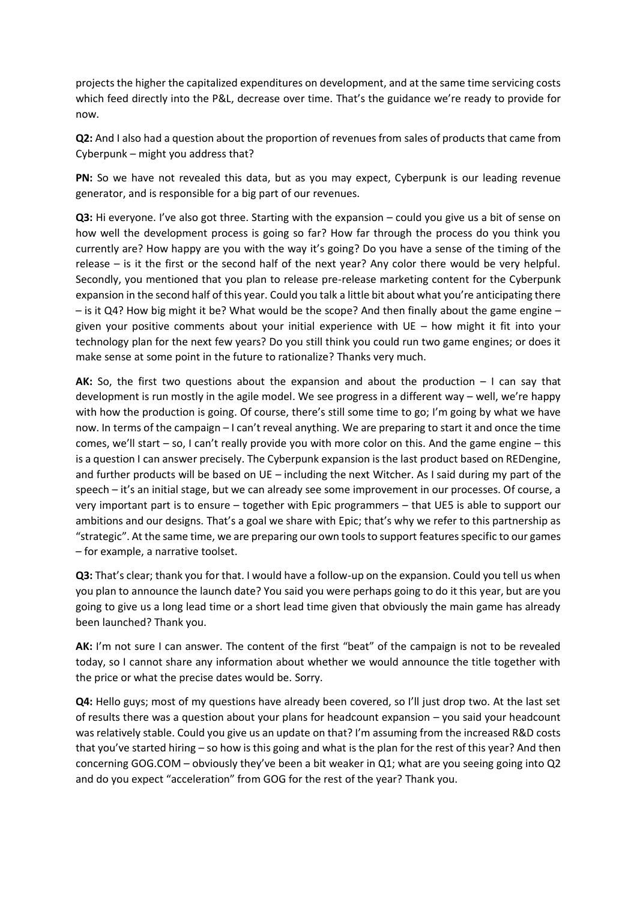projects the higher the capitalized expenditures on development, and at the same time servicing costs which feed directly into the P&L, decrease over time. That's the guidance we're ready to provide for now.

**Q2:** And I also had a question about the proportion of revenues from sales of products that came from Cyberpunk – might you address that?

**PN:** So we have not revealed this data, but as you may expect, Cyberpunk is our leading revenue generator, and is responsible for a big part of our revenues.

**Q3:** Hi everyone. I've also got three. Starting with the expansion – could you give us a bit of sense on how well the development process is going so far? How far through the process do you think you currently are? How happy are you with the way it's going? Do you have a sense of the timing of the release – is it the first or the second half of the next year? Any color there would be very helpful. Secondly, you mentioned that you plan to release pre-release marketing content for the Cyberpunk expansion in the second half of this year. Could you talk a little bit about what you're anticipating there – is it Q4? How big might it be? What would be the scope? And then finally about the game engine – given your positive comments about your initial experience with UE – how might it fit into your technology plan for the next few years? Do you still think you could run two game engines; or does it make sense at some point in the future to rationalize? Thanks very much.

**AK:** So, the first two questions about the expansion and about the production – I can say that development is run mostly in the agile model. We see progress in a different way – well, we're happy with how the production is going. Of course, there's still some time to go; I'm going by what we have now. In terms of the campaign – I can't reveal anything. We are preparing to start it and once the time comes, we'll start – so, I can't really provide you with more color on this. And the game engine – this is a question I can answer precisely. The Cyberpunk expansion is the last product based on REDengine, and further products will be based on UE – including the next Witcher. As I said during my part of the speech – it's an initial stage, but we can already see some improvement in our processes. Of course, a very important part is to ensure – together with Epic programmers – that UE5 is able to support our ambitions and our designs. That's a goal we share with Epic; that's why we refer to this partnership as "strategic". At the same time, we are preparing our own tools to support features specific to our games – for example, a narrative toolset.

**Q3:** That's clear; thank you for that. I would have a follow-up on the expansion. Could you tell us when you plan to announce the launch date? You said you were perhaps going to do it this year, but are you going to give us a long lead time or a short lead time given that obviously the main game has already been launched? Thank you.

**AK:** I'm not sure I can answer. The content of the first "beat" of the campaign is not to be revealed today, so I cannot share any information about whether we would announce the title together with the price or what the precise dates would be. Sorry.

**Q4:** Hello guys; most of my questions have already been covered, so I'll just drop two. At the last set of results there was a question about your plans for headcount expansion – you said your headcount was relatively stable. Could you give us an update on that? I'm assuming from the increased R&D costs that you've started hiring – so how is this going and what is the plan for the rest of this year? And then concerning GOG.COM – obviously they've been a bit weaker in Q1; what are you seeing going into Q2 and do you expect "acceleration" from GOG for the rest of the year? Thank you.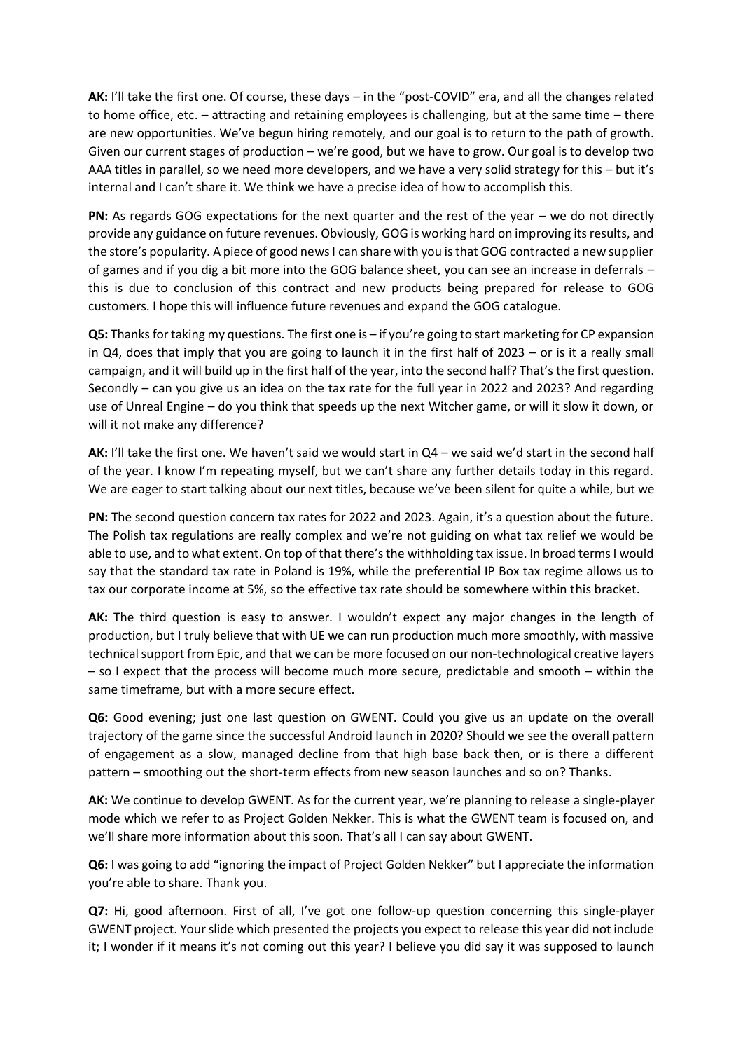**AK:** I'll take the first one. Of course, these days – in the "post-COVID" era, and all the changes related to home office, etc. – attracting and retaining employees is challenging, but at the same time – there are new opportunities. We've begun hiring remotely, and our goal is to return to the path of growth. Given our current stages of production – we're good, but we have to grow. Our goal is to develop two AAA titles in parallel, so we need more developers, and we have a very solid strategy for this – but it's internal and I can't share it. We think we have a precise idea of how to accomplish this.

**PN:** As regards GOG expectations for the next quarter and the rest of the year – we do not directly provide any guidance on future revenues. Obviously, GOG is working hard on improving its results, and the store's popularity. A piece of good news I can share with you is that GOG contracted a new supplier of games and if you dig a bit more into the GOG balance sheet, you can see an increase in deferrals – this is due to conclusion of this contract and new products being prepared for release to GOG customers. I hope this will influence future revenues and expand the GOG catalogue.

**Q5:** Thanks for taking my questions. The first one is – if you're going to start marketing for CP expansion in Q4, does that imply that you are going to launch it in the first half of 2023 – or is it a really small campaign, and it will build up in the first half of the year, into the second half? That's the first question. Secondly – can you give us an idea on the tax rate for the full year in 2022 and 2023? And regarding use of Unreal Engine – do you think that speeds up the next Witcher game, or will it slow it down, or will it not make any difference?

**AK:** I'll take the first one. We haven't said we would start in Q4 – we said we'd start in the second half of the year. I know I'm repeating myself, but we can't share any further details today in this regard. We are eager to start talking about our next titles, because we've been silent for quite a while, but we

**PN:** The second question concern tax rates for 2022 and 2023. Again, it's a question about the future. The Polish tax regulations are really complex and we're not guiding on what tax relief we would be able to use, and to what extent. On top of that there's the withholding tax issue. In broad terms I would say that the standard tax rate in Poland is 19%, while the preferential IP Box tax regime allows us to tax our corporate income at 5%, so the effective tax rate should be somewhere within this bracket.

**AK:** The third question is easy to answer. I wouldn't expect any major changes in the length of production, but I truly believe that with UE we can run production much more smoothly, with massive technical support from Epic, and that we can be more focused on our non-technological creative layers – so I expect that the process will become much more secure, predictable and smooth – within the same timeframe, but with a more secure effect.

**Q6:** Good evening; just one last question on GWENT. Could you give us an update on the overall trajectory of the game since the successful Android launch in 2020? Should we see the overall pattern of engagement as a slow, managed decline from that high base back then, or is there a different pattern – smoothing out the short-term effects from new season launches and so on? Thanks.

**AK:** We continue to develop GWENT. As for the current year, we're planning to release a single-player mode which we refer to as Project Golden Nekker. This is what the GWENT team is focused on, and we'll share more information about this soon. That's all I can say about GWENT.

**Q6:** I was going to add "ignoring the impact of Project Golden Nekker" but I appreciate the information you're able to share. Thank you.

**Q7:** Hi, good afternoon. First of all, I've got one follow-up question concerning this single-player GWENT project. Your slide which presented the projects you expect to release this year did not include it; I wonder if it means it's not coming out this year? I believe you did say it was supposed to launch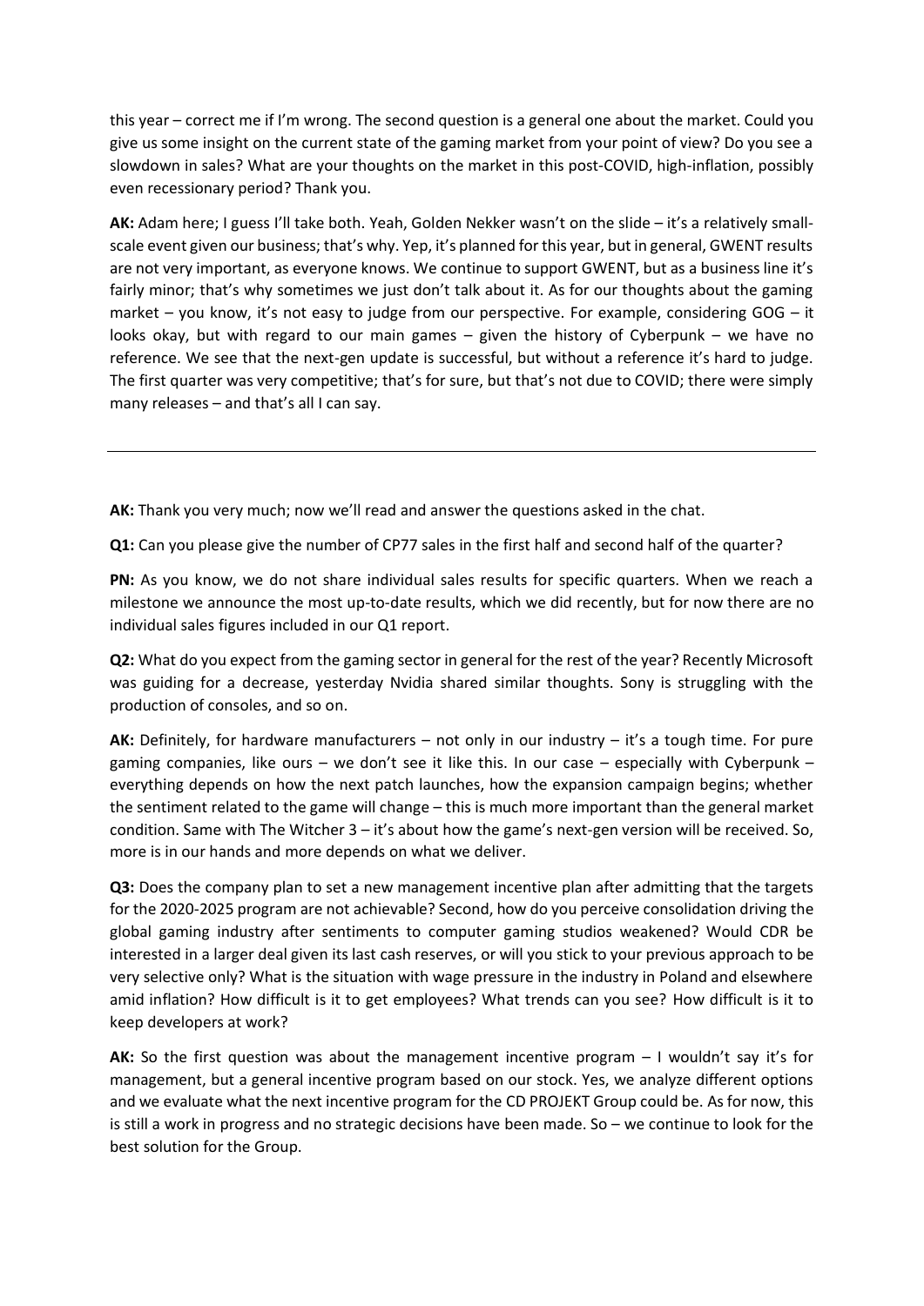this year – correct me if I'm wrong. The second question is a general one about the market. Could you give us some insight on the current state of the gaming market from your point of view? Do you see a slowdown in sales? What are your thoughts on the market in this post-COVID, high-inflation, possibly even recessionary period? Thank you.

**AK:** Adam here; I guess I'll take both. Yeah, Golden Nekker wasn't on the slide – it's a relatively small-scale event given our business; that's why. Yep, it's planned for this year, but in general, GWENT results are not very important, as everyone knows. We continue to support GWENT, but as a business line it's fairly minor; that's why sometimes we just don't talk about it. As for our thoughts about the gaming market – you know, it's not easy to judge from our perspective. For example, considering GOG – it looks okay, but with regard to our main games – given the history of Cyberpunk – we have no reference. We see that the next-gen update is successful, but without a reference it's hard to judge. The first quarter was very competitive; that's for sure, but that's not due to COVID; there were simply many releases – and that's all I can say.

---

**AK:** Thank you very much; now we'll read and answer the questions asked in the chat.

**Q1:** Can you please give the number of CP77 sales in the first half and second half of the quarter?

**PN:** As you know, we do not share individual sales results for specific quarters. When we reach a milestone we announce the most up-to-date results, which we did recently, but for now there are no individual sales figures included in our Q1 report.

**Q2:** What do you expect from the gaming sector in general for the rest of the year? Recently Microsoft was guiding for a decrease, yesterday Nvidia shared similar thoughts. Sony is struggling with the production of consoles, and so on.

**AK:** Definitely, for hardware manufacturers – not only in our industry – it's a tough time. For pure gaming companies, like ours – we don't see it like this. In our case – especially with Cyberpunk – everything depends on how the next patch launches, how the expansion campaign begins; whether the sentiment related to the game will change – this is much more important than the general market condition. Same with The Witcher 3 – it's about how the game's next-gen version will be received. So, more is in our hands and more depends on what we deliver.

**Q3:** Does the company plan to set a new management incentive plan after admitting that the targets for the 2020-2025 program are not achievable? Second, how do you perceive consolidation driving the global gaming industry after sentiments to computer gaming studios weakened? Would CDR be interested in a larger deal given its last cash reserves, or will you stick to your previous approach to be very selective only? What is the situation with wage pressure in the industry in Poland and elsewhere amid inflation? How difficult is it to get employees? What trends can you see? How difficult is it to keep developers at work?

**AK:** So the first question was about the management incentive program – I wouldn't say it's for management, but a general incentive program based on our stock. Yes, we analyze different options and we evaluate what the next incentive program for the CD PROJEKT Group could be. As for now, this is still a work in progress and no strategic decisions have been made. So – we continue to look for the best solution for the Group.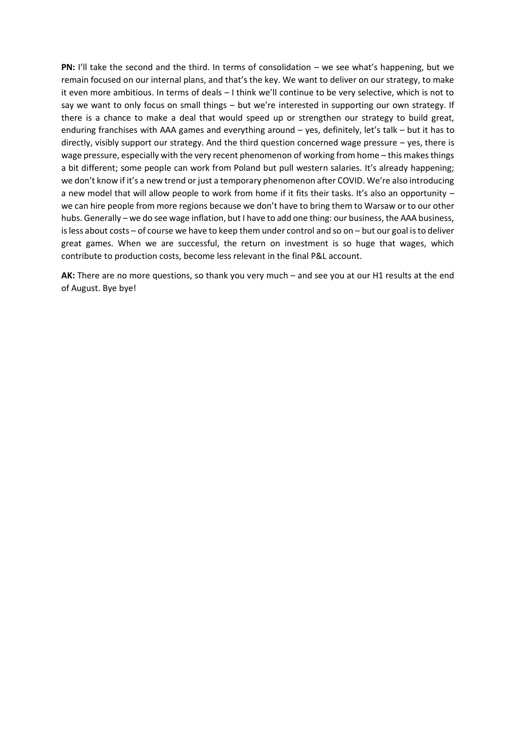**PN:** I'll take the second and the third. In terms of consolidation – we see what's happening, but we remain focused on our internal plans, and that's the key. We want to deliver on our strategy, to make it even more ambitious. In terms of deals – I think we'll continue to be very selective, which is not to say we want to only focus on small things – but we're interested in supporting our own strategy. If there is a chance to make a deal that would speed up or strengthen our strategy to build great, enduring franchises with AAA games and everything around – yes, definitely, let's talk – but it has to directly, visibly support our strategy. And the third question concerned wage pressure – yes, there is wage pressure, especially with the very recent phenomenon of working from home – this makes things a bit different; some people can work from Poland but pull western salaries. It's already happening; we don't know if it's a new trend or just a temporary phenomenon after COVID. We're also introducing a new model that will allow people to work from home if it fits their tasks. It's also an opportunity – we can hire people from more regions because we don't have to bring them to Warsaw or to our other hubs. Generally – we do see wage inflation, but I have to add one thing: our business, the AAA business, is less about costs – of course we have to keep them under control and so on – but our goal is to deliver great games. When we are successful, the return on investment is so huge that wages, which contribute to production costs, become less relevant in the final P&L account.

**AK:** There are no more questions, so thank you very much – and see you at our H1 results at the end of August. Bye bye!